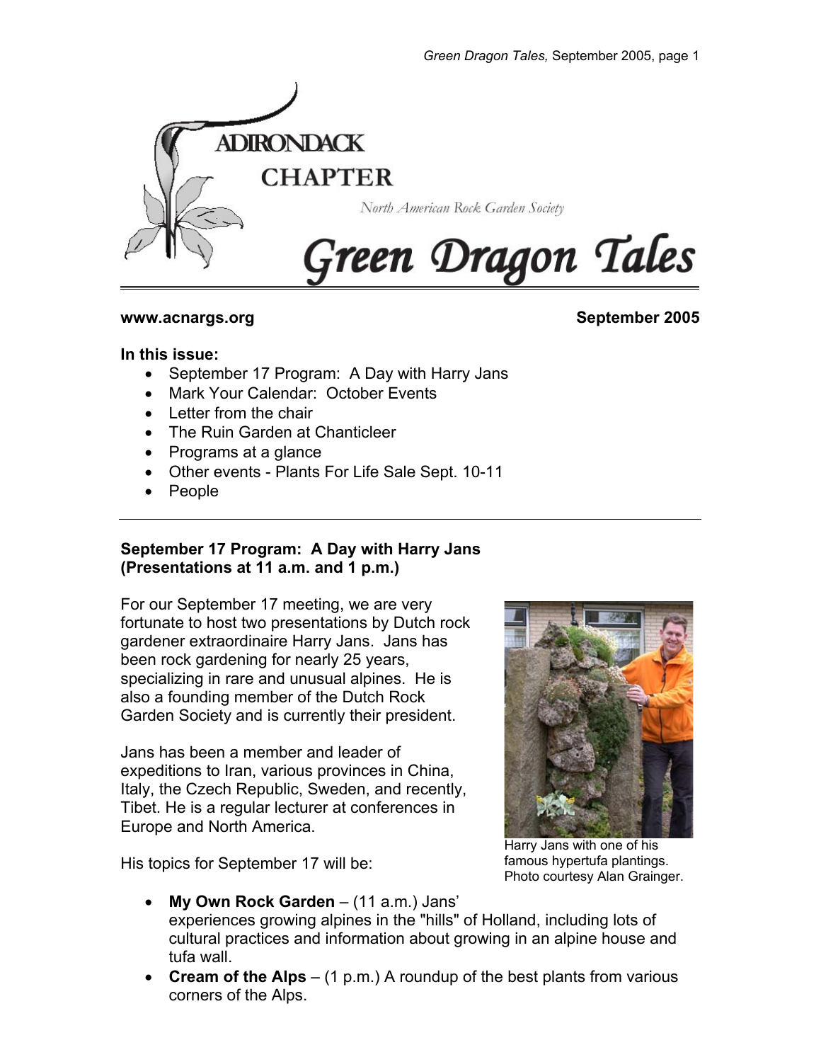# ADIRONDACK CHAPTER

*North American Rock Garden Society*

# Green Dragon Tales

**www.acnargs.org** **September 2005**

**In this issue:**

- September 17 Program: A Day with Harry Jans
- Mark Your Calendar: October Events
- Letter from the chair
- The Ruin Garden at Chanticleer
- Programs at a glance
- Other events - Plants For Life Sale Sept. 10-11
- People

---

## September 17 Program: A Day with Harry Jans (Presentations at 11 a.m. and 1 p.m.)

For our September 17 meeting, we are very fortunate to host two presentations by Dutch rock gardener extraordinaire Harry Jans. Jans has been rock gardening for nearly 25 years, specializing in rare and unusual alpines. He is also a founding member of the Dutch Rock Garden Society and is currently their president.

Jans has been a member and leader of expeditions to Iran, various provinces in China, Italy, the Czech Republic, Sweden, and recently, Tibet. He is a regular lecturer at conferences in Europe and North America.

Harry Jans with one of his famous hypertufa plantings. Photo courtesy Alan Grainger.

His topics for September 17 will be:

- **My Own Rock Garden** – (11 a.m.) Jans' experiences growing alpines in the "hills" of Holland, including lots of cultural practices and information about growing in an alpine house and tufa wall.
- **Cream of the Alps** – (1 p.m.) A roundup of the best plants from various corners of the Alps.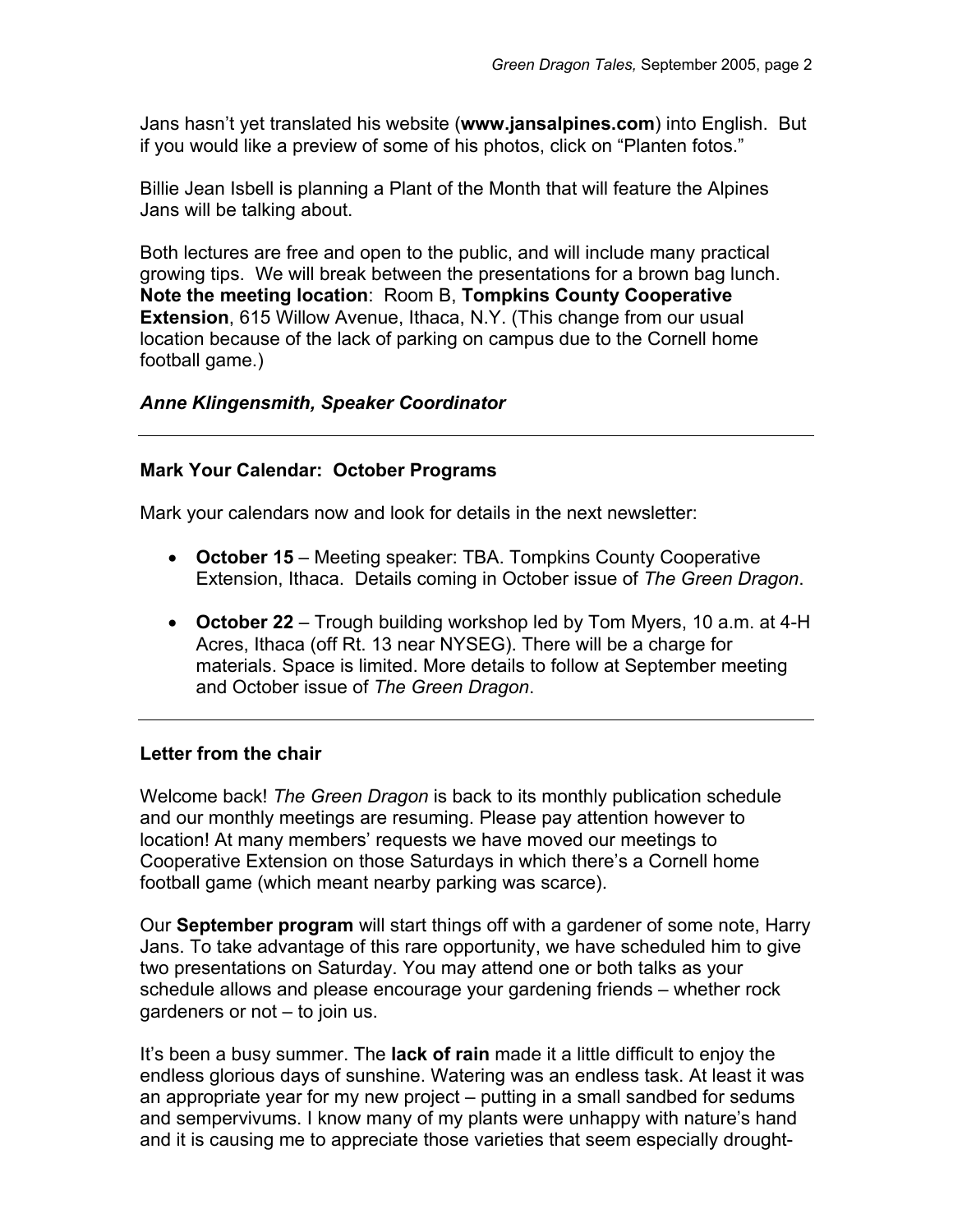Jans hasn't yet translated his website (**www.jansalpines.com**) into English. But if you would like a preview of some of his photos, click on "Planten fotos."

Billie Jean Isbell is planning a Plant of the Month that will feature the Alpines Jans will be talking about.

Both lectures are free and open to the public, and will include many practical growing tips. We will break between the presentations for a brown bag lunch. **Note the meeting location**: Room B, **Tompkins County Cooperative Extension**, 615 Willow Avenue, Ithaca, N.Y. (This change from our usual location because of the lack of parking on campus due to the Cornell home football game.)

***Anne Klingensmith, Speaker Coordinator***

---

### Mark Your Calendar: October Programs

Mark your calendars now and look for details in the next newsletter:

- **October 15** – Meeting speaker: TBA. Tompkins County Cooperative Extension, Ithaca. Details coming in October issue of *The Green Dragon*.
- **October 22** – Trough building workshop led by Tom Myers, 10 a.m. at 4-H Acres, Ithaca (off Rt. 13 near NYSEG). There will be a charge for materials. Space is limited. More details to follow at September meeting and October issue of *The Green Dragon*.

---

### Letter from the chair

Welcome back! *The Green Dragon* is back to its monthly publication schedule and our monthly meetings are resuming. Please pay attention however to location! At many members' requests we have moved our meetings to Cooperative Extension on those Saturdays in which there's a Cornell home football game (which meant nearby parking was scarce).

Our **September program** will start things off with a gardener of some note, Harry Jans. To take advantage of this rare opportunity, we have scheduled him to give two presentations on Saturday. You may attend one or both talks as your schedule allows and please encourage your gardening friends – whether rock gardeners or not – to join us.

It's been a busy summer. The **lack of rain** made it a little difficult to enjoy the endless glorious days of sunshine. Watering was an endless task. At least it was an appropriate year for my new project – putting in a small sandbed for sedums and sempervivums. I know many of my plants were unhappy with nature's hand and it is causing me to appreciate those varieties that seem especially drought-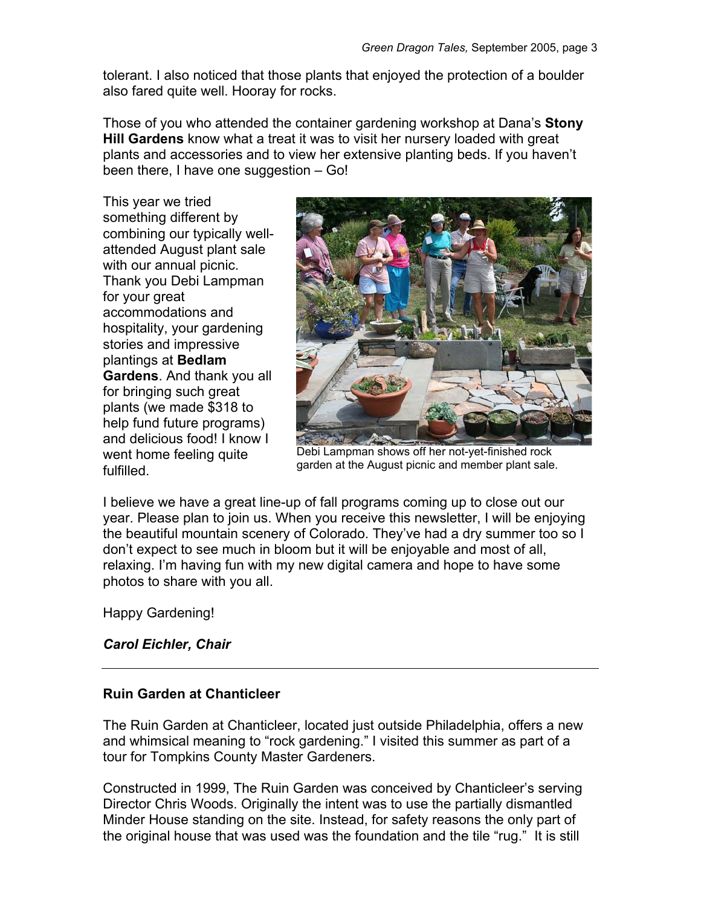tolerant. I also noticed that those plants that enjoyed the protection of a boulder also fared quite well. Hooray for rocks.

Those of you who attended the container gardening workshop at Dana's **Stony Hill Gardens** know what a treat it was to visit her nursery loaded with great plants and accessories and to view her extensive planting beds. If you haven't been there, I have one suggestion – Go!

This year we tried something different by combining our typically well-attended August plant sale with our annual picnic. Thank you Debi Lampman for your great accommodations and hospitality, your gardening stories and impressive plantings at **Bedlam Gardens**. And thank you all for bringing such great plants (we made $318 to help fund future programs) and delicious food! I know I went home feeling quite fulfilled.

Debi Lampman shows off her not-yet-finished rock garden at the August picnic and member plant sale.

I believe we have a great line-up of fall programs coming up to close out our year. Please plan to join us. When you receive this newsletter, I will be enjoying the beautiful mountain scenery of Colorado. They've had a dry summer too so I don't expect to see much in bloom but it will be enjoyable and most of all, relaxing. I'm having fun with my new digital camera and hope to have some photos to share with you all.

Happy Gardening!

***Carol Eichler, Chair***

---

**Ruin Garden at Chanticleer**

The Ruin Garden at Chanticleer, located just outside Philadelphia, offers a new and whimsical meaning to "rock gardening." I visited this summer as part of a tour for Tompkins County Master Gardeners.

Constructed in 1999, The Ruin Garden was conceived by Chanticleer's serving Director Chris Woods. Originally the intent was to use the partially dismantled Minder House standing on the site. Instead, for safety reasons the only part of the original house that was used was the foundation and the tile "rug." It is still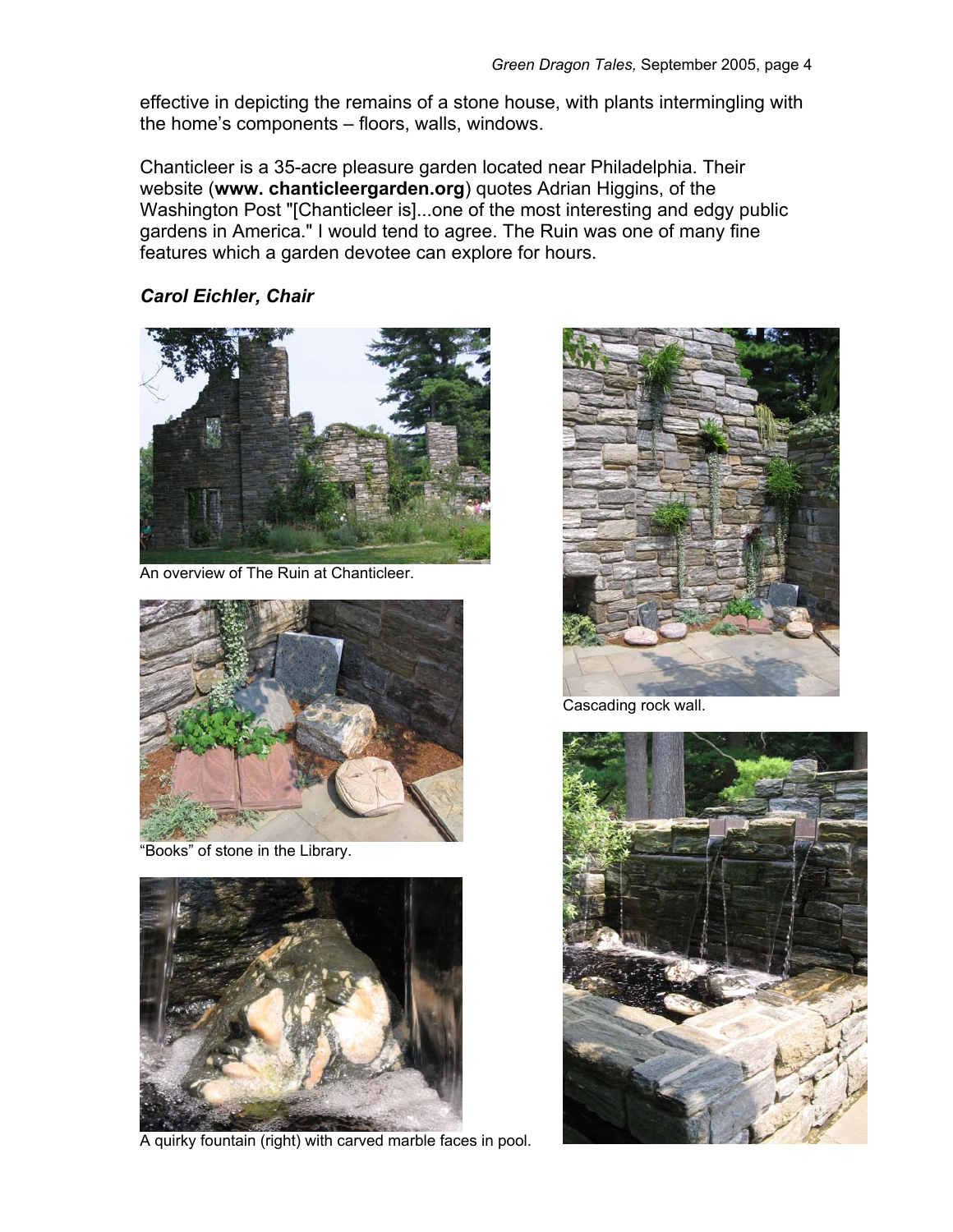effective in depicting the remains of a stone house, with plants intermingling with the home's components – floors, walls, windows.

Chanticleer is a 35-acre pleasure garden located near Philadelphia. Their website (**www. chanticleergarden.org**) quotes Adrian Higgins, of the Washington Post "[Chanticleer is]...one of the most interesting and edgy public gardens in America." I would tend to agree. The Ruin was one of many fine features which a garden devotee can explore for hours.

***Carol Eichler, Chair***

An overview of The Ruin at Chanticleer.

"Books" of stone in the Library.

A quirky fountain (right) with carved marble faces in pool.

Cascading rock wall.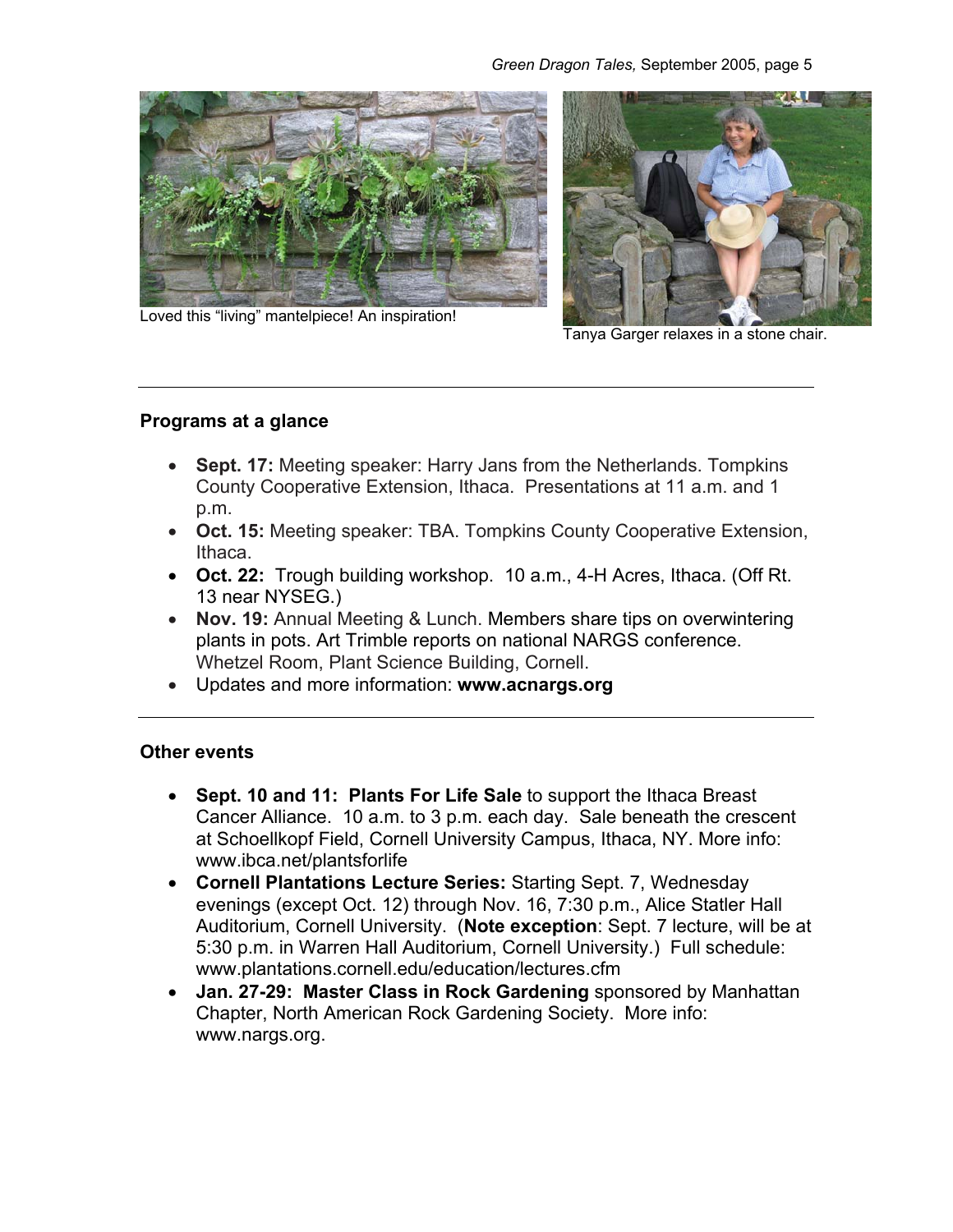Loved this “living” mantelpiece! An inspiration!

Tanya Garger relaxes in a stone chair.

---

**Programs at a glance**

- **Sept. 17:** Meeting speaker: Harry Jans from the Netherlands. Tompkins County Cooperative Extension, Ithaca. Presentations at 11 a.m. and 1 p.m.
- **Oct. 15:** Meeting speaker: TBA. Tompkins County Cooperative Extension, Ithaca.
- **Oct. 22:** Trough building workshop. 10 a.m., 4-H Acres, Ithaca. (Off Rt. 13 near NYSEG.)
- **Nov. 19:** Annual Meeting & Lunch. Members share tips on overwintering plants in pots. Art Trimble reports on national NARGS conference. Whetzel Room, Plant Science Building, Cornell.
- Updates and more information: **www.acnargs.org**

---

**Other events**

- **Sept. 10 and 11: Plants For Life Sale** to support the Ithaca Breast Cancer Alliance. 10 a.m. to 3 p.m. each day. Sale beneath the crescent at Schoellkopf Field, Cornell University Campus, Ithaca, NY. More info: www.ibca.net/plantsforlife
- **Cornell Plantations Lecture Series:** Starting Sept. 7, Wednesday evenings (except Oct. 12) through Nov. 16, 7:30 p.m., Alice Statler Hall Auditorium, Cornell University. (**Note exception**: Sept. 7 lecture, will be at 5:30 p.m. in Warren Hall Auditorium, Cornell University.) Full schedule: www.plantations.cornell.edu/education/lectures.cfm
- **Jan. 27-29: Master Class in Rock Gardening** sponsored by Manhattan Chapter, North American Rock Gardening Society. More info: www.nargs.org.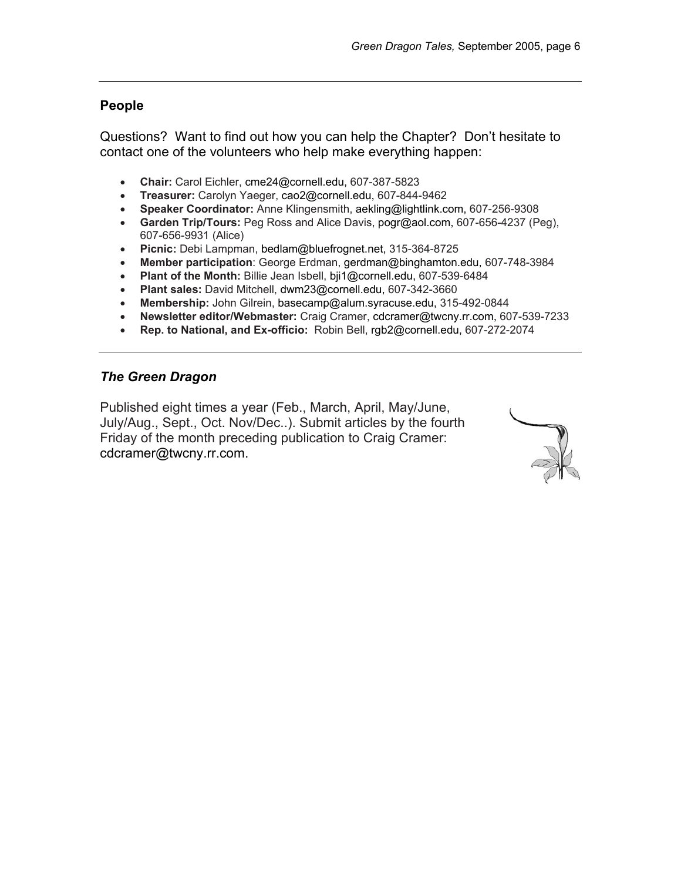## People

Questions? Want to find out how you can help the Chapter? Don't hesitate to contact one of the volunteers who help make everything happen:

- **Chair:** Carol Eichler, cme24@cornell.edu, 607-387-5823
- **Treasurer:** Carolyn Yaeger, cao2@cornell.edu, 607-844-9462
- **Speaker Coordinator:** Anne Klingensmith, aekling@lightlink.com, 607-256-9308
- **Garden Trip/Tours:** Peg Ross and Alice Davis, pogr@aol.com, 607-656-4237 (Peg), 607-656-9931 (Alice)
- **Picnic:** Debi Lampman, bedlam@bluefrognet.net, 315-364-8725
- **Member participation**: George Erdman, gerdman@binghamton.edu, 607-748-3984
- **Plant of the Month:** Billie Jean Isbell, bji1@cornell.edu, 607-539-6484
- **Plant sales:** David Mitchell, dwm23@cornell.edu, 607-342-3660
- **Membership:** John Gilrein, basecamp@alum.syracuse.edu, 315-492-0844
- **Newsletter editor/Webmaster:** Craig Cramer, cdcramer@twcny.rr.com, 607-539-7233
- **Rep. to National, and Ex-officio:** Robin Bell, rgb2@cornell.edu, 607-272-2074

## *The Green Dragon*

Published eight times a year (Feb., March, April, May/June, July/Aug., Sept., Oct. Nov/Dec..). Submit articles by the fourth Friday of the month preceding publication to Craig Cramer: cdcramer@twcny.rr.com.